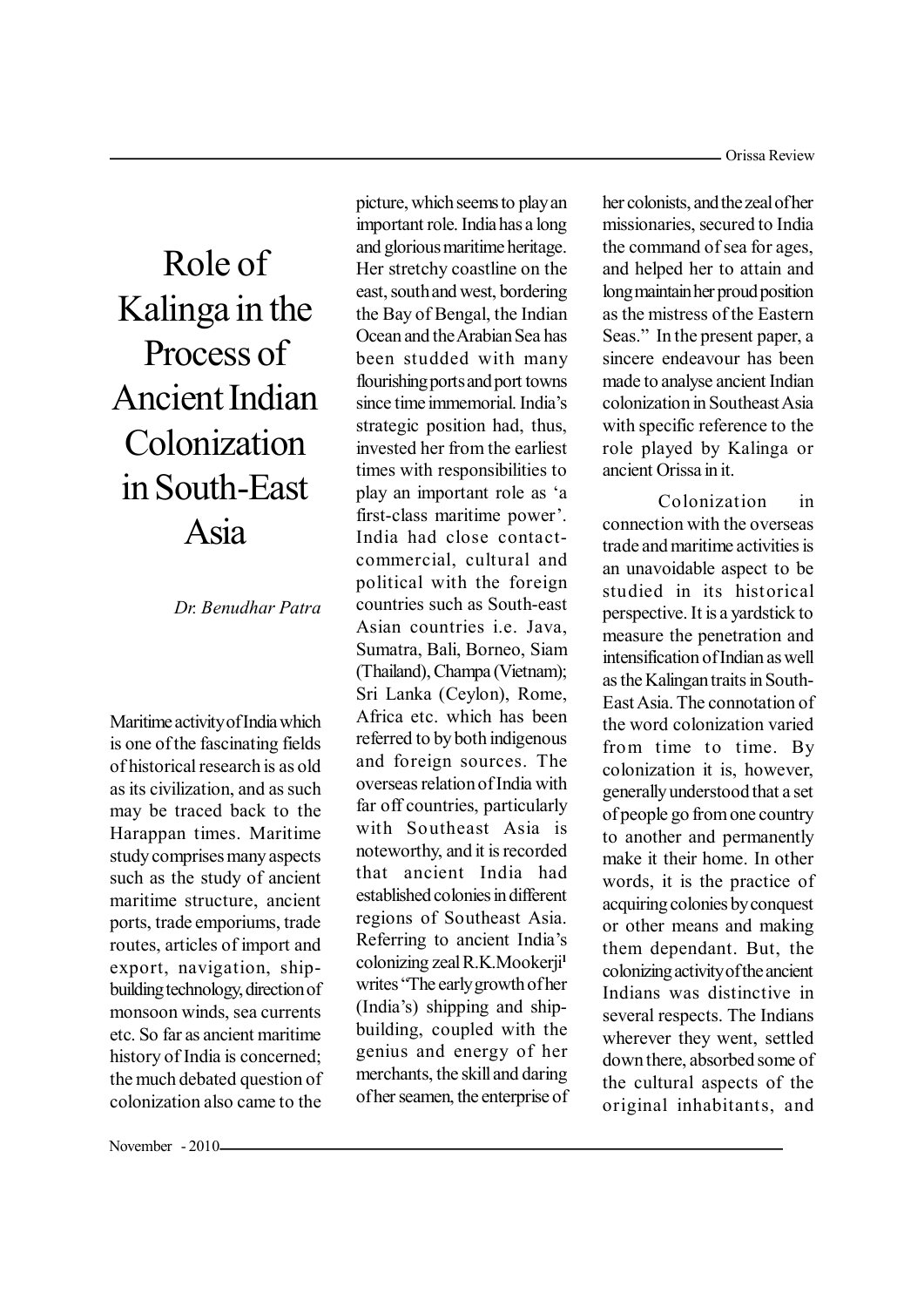# Role of Kalinga in the Process of Ancient Indian Colonization in South-East Asia

*Dr. Benudhar Patra*

Maritime activity of India which is one of the fascinating fields of historical research is as old as its civilization, and as such may be traced back to the Harappan times. Maritime study comprises many aspects such as the study of ancient maritime structure, ancient ports, trade emporiums, trade routes, articles of import and export, navigation, ship-building technology, direction of monsoon winds, sea currents etc. So far as ancient maritime history of India is concerned; the much debated question of colonization also came to the picture, which seems to play an important role. India has a long and glorious maritime heritage. Her stretchy coastline on the east, south and west, bordering the Bay of Bengal, the Indian Ocean and the Arabian Sea has been studded with many flourishing ports and port towns since time immemorial. India's strategic position had, thus, invested her from the earliest times with responsibilities to play an important role as 'a first-class maritime power'. India had close contact-commercial, cultural and political with the foreign countries such as South-east Asian countries i.e. Java, Sumatra, Bali, Borneo, Siam (Thailand), Champa (Vietnam); Sri Lanka (Ceylon), Rome, Africa etc. which has been referred to by both indigenous and foreign sources. The overseas relation of India with far off countries, particularly with Southeast Asia is noteworthy, and it is recorded that ancient India had established colonies in different regions of Southeast Asia. Referring to ancient India's colonizing zeal R.K.Mookerji[1] writes "The early growth of her (India's) shipping and ship-building, coupled with the genius and energy of her merchants, the skill and daring of her seamen, the enterprise of her colonists, and the zeal of her missionaries, secured to India the command of sea for ages, and helped her to attain and long maintain her proud position as the mistress of the Eastern Seas." In the present paper, a sincere endeavour has been made to analyse ancient Indian colonization in Southeast Asia with specific reference to the role played by Kalinga or ancient Orissa in it.

Colonization in connection with the overseas trade and maritime activities is an unavoidable aspect to be studied in its historical perspective. It is a yardstick to measure the penetration and intensification of Indian as well as the Kalingan traits in South-East Asia. The connotation of the word colonization varied from time to time. By colonization it is, however, generally understood that a set of people go from one country to another and permanently make it their home. In other words, it is the practice of acquiring colonies by conquest or other means and making them dependant. But, the colonizing activity of the ancient Indians was distinctive in several respects. The Indians wherever they went, settled down there, absorbed some of the cultural aspects of the original inhabitants, and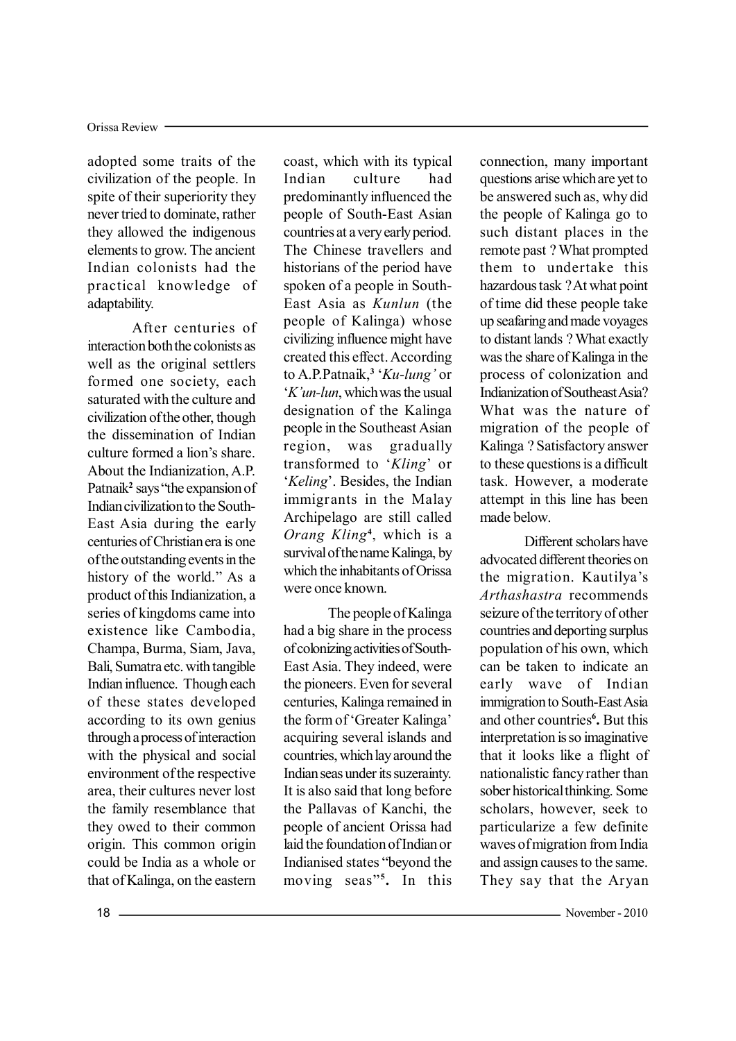adopted some traits of the civilization of the people. In spite of their superiority they never tried to dominate, rather they allowed the indigenous elements to grow. The ancient Indian colonists had the practical knowledge of adaptability.

After centuries of interaction both the colonists as well as the original settlers formed one society, each saturated with the culture and civilization of the other, though the dissemination of Indian culture formed a lion's share. About the Indianization, A.P. Patnaik[2] says "the expansion of Indian civilization to the South-East Asia during the early centuries of Christian era is one of the outstanding events in the history of the world." As a product of this Indianization, a series of kingdoms came into existence like Cambodia, Champa, Burma, Siam, Java, Bali, Sumatra etc. with tangible Indian influence. Though each of these states developed according to its own genius through a process of interaction with the physical and social environment of the respective area, their cultures never lost the family resemblance that they owed to their common origin. This common origin could be India as a whole or that of Kalinga, on the eastern coast, which with its typical Indian culture had predominantly influenced the people of South-East Asian countries at a very early period. The Chinese travellers and historians of the period have spoken of a people in South-East Asia as *Kunlun* (the people of Kalinga) whose civilizing influence might have created this effect. According to A.P.Patnaik,[3] '*Ku-lung'* or '*K'un-lun*, which was the usual designation of the Kalinga people in the Southeast Asian region, was gradually transformed to '*Kling*' or '*Keling*'. Besides, the Indian immigrants in the Malay Archipelago are still called *Orang Kling*[4], which is a survival of the name Kalinga, by which the inhabitants of Orissa were once known.

The people of Kalinga had a big share in the process of colonizing activities of South-East Asia. They indeed, were the pioneers. Even for several centuries, Kalinga remained in the form of 'Greater Kalinga' acquiring several islands and countries, which lay around the Indian seas under its suzerainty. It is also said that long before the Pallavas of Kanchi, the people of ancient Orissa had laid the foundation of Indian or Indianised states "beyond the moving seas"[5]. In this connection, many important questions arise which are yet to be answered such as, why did the people of Kalinga go to such distant places in the remote past ? What prompted them to undertake this hazardous task ? At what point of time did these people take up seafaring and made voyages to distant lands ? What exactly was the share of Kalinga in the process of colonization and Indianization of Southeast Asia? What was the nature of migration of the people of Kalinga ? Satisfactory answer to these questions is a difficult task. However, a moderate attempt in this line has been made below.

Different scholars have advocated different theories on the migration. Kautilya's *Arthashastra* recommends seizure of the territory of other countries and deporting surplus population of his own, which can be taken to indicate an early wave of Indian immigration to South-East Asia and other countries[6]. But this interpretation is so imaginative that it looks like a flight of nationalistic fancy rather than sober historical thinking. Some scholars, however, seek to particularize a few definite waves of migration from India and assign causes to the same. They say that the Aryan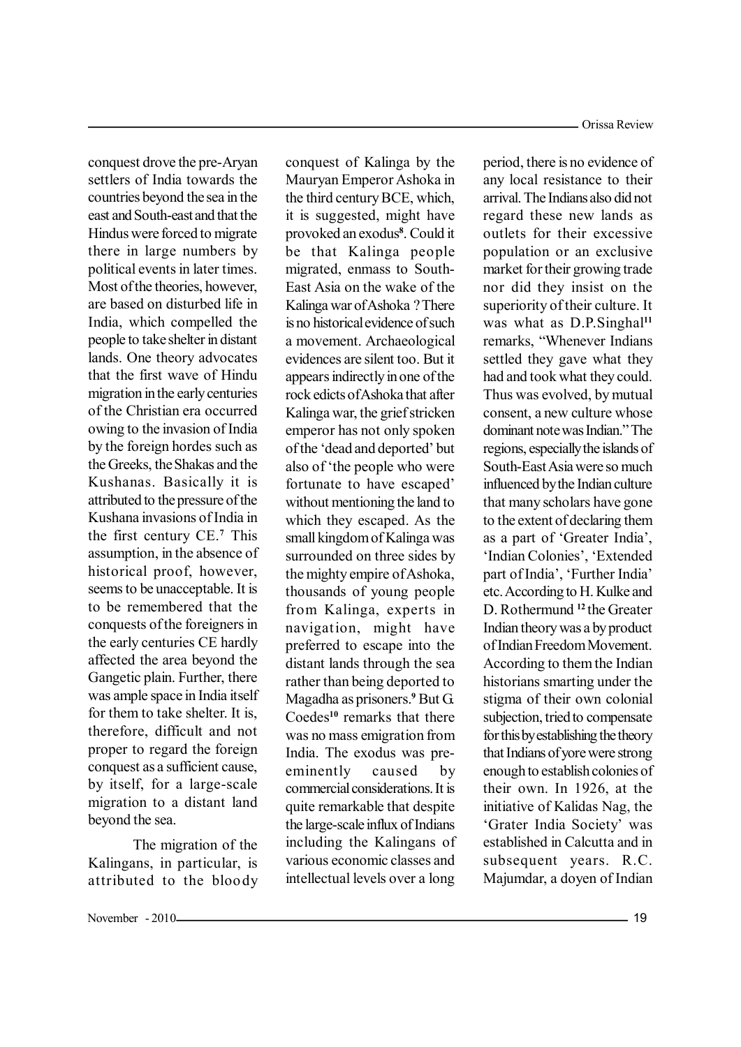conquest drove the pre-Aryan settlers of India towards the countries beyond the sea in the east and South-east and that the Hindus were forced to migrate there in large numbers by political events in later times. Most of the theories, however, are based on disturbed life in India, which compelled the people to take shelter in distant lands. One theory advocates that the first wave of Hindu migration in the early centuries of the Christian era occurred owing to the invasion of India by the foreign hordes such as the Greeks, the Shakas and the Kushanas. Basically it is attributed to the pressure of the Kushana invasions of India in the first century CE.[7] This assumption, in the absence of historical proof, however, seems to be unacceptable. It is to be remembered that the conquests of the foreigners in the early centuries CE hardly affected the area beyond the Gangetic plain. Further, there was ample space in India itself for them to take shelter. It is, therefore, difficult and not proper to regard the foreign conquest as a sufficient cause, by itself, for a large-scale migration to a distant land beyond the sea.

The migration of the Kalingans, in particular, is attributed to the bloody conquest of Kalinga by the Mauryan Emperor Ashoka in the third century BCE, which, it is suggested, might have provoked an exodus[8]. Could it be that Kalinga people migrated, enmass to South-East Asia on the wake of the Kalinga war of Ashoka ? There is no historical evidence of such a movement. Archaeological evidences are silent too. But it appears indirectly in one of the rock edicts of Ashoka that after Kalinga war, the grief stricken emperor has not only spoken of the 'dead and deported' but also of 'the people who were fortunate to have escaped' without mentioning the land to which they escaped. As the small kingdom of Kalinga was surrounded on three sides by the mighty empire of Ashoka, thousands of young people from Kalinga, experts in navigation, might have preferred to escape into the distant lands through the sea rather than being deported to Magadha as prisoners.[9] But G. Coedes[10] remarks that there was no mass emigration from India. The exodus was pre-eminently caused by commercial considerations. It is quite remarkable that despite the large-scale influx of Indians including the Kalingans of various economic classes and intellectual levels over a long period, there is no evidence of any local resistance to their arrival. The Indians also did not regard these new lands as outlets for their excessive population or an exclusive market for their growing trade nor did they insist on the superiority of their culture. It was what as D.P.Singhal[11] remarks, "Whenever Indians settled they gave what they had and took what they could. Thus was evolved, by mutual consent, a new culture whose dominant note was Indian." The regions, especially the islands of South-East Asia were so much influenced by the Indian culture that many scholars have gone to the extent of declaring them as a part of 'Greater India', 'Indian Colonies', 'Extended part of India', 'Further India' etc. According to H. Kulke and D. Rothermund [12] the Greater Indian theory was a by product of Indian Freedom Movement. According to them the Indian historians smarting under the stigma of their own colonial subjection, tried to compensate for this by establishing the theory that Indians of yore were strong enough to establish colonies of their own. In 1926, at the initiative of Kalidas Nag, the 'Grater India Society' was established in Calcutta and in subsequent years. R.C. Majumdar, a doyen of Indian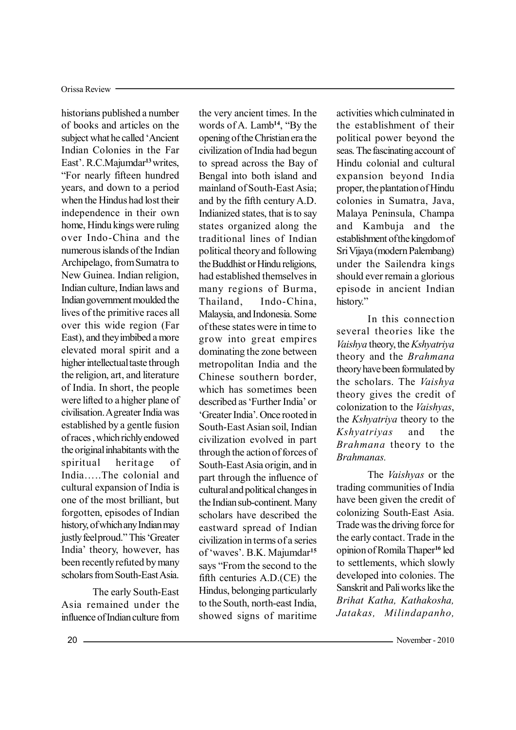historians published a number of books and articles on the subject what he called 'Ancient Indian Colonies in the Far East'. R.C.Majumdar[13] writes, "For nearly fifteen hundred years, and down to a period when the Hindus had lost their independence in their own home, Hindu kings were ruling over Indo-China and the numerous islands of the Indian Archipelago, from Sumatra to New Guinea. Indian religion, Indian culture, Indian laws and Indian government moulded the lives of the primitive races all over this wide region (Far East), and they imbibed a more elevated moral spirit and a higher intellectual taste through the religion, art, and literature of India. In short, the people were lifted to a higher plane of civilisation. A greater India was established by a gentle fusion of races , which richly endowed the original inhabitants with the spiritual heritage of India…..The colonial and cultural expansion of India is one of the most brilliant, but forgotten, episodes of Indian history, of which any Indian may justly feel proud." This 'Greater India' theory, however, has been recently refuted by many scholars from South-East Asia.

The early South-East Asia remained under the influence of Indian culture from the very ancient times. In the words of A. Lamb[14], "By the opening of the Christian era the civilization of India had begun to spread across the Bay of Bengal into both island and mainland of South-East Asia; and by the fifth century A.D. Indianized states, that is to say states organized along the traditional lines of Indian political theory and following the Buddhist or Hindu religions, had established themselves in many regions of Burma, Thailand, Indo-China, Malaysia, and Indonesia. Some of these states were in time to grow into great empires dominating the zone between metropolitan India and the Chinese southern border, which has sometimes been described as 'Further India' or 'Greater India'. Once rooted in South-East Asian soil, Indian civilization evolved in part through the action of forces of South-East Asia origin, and in part through the influence of cultural and political changes in the Indian sub-continent. Many scholars have described the eastward spread of Indian civilization in terms of a series of 'waves'. B.K. Majumdar[15] says "From the second to the fifth centuries A.D.(CE) the Hindus, belonging particularly to the South, north-east India, showed signs of maritime activities which culminated in the establishment of their political power beyond the seas. The fascinating account of Hindu colonial and cultural expansion beyond India proper, the plantation of Hindu colonies in Sumatra, Java, Malaya Peninsula, Champa and Kambuja and the establishment of the kingdom of Sri Vijaya (modern Palembang) under the Sailendra kings should ever remain a glorious episode in ancient Indian history."

In this connection several theories like the *Vaishya* theory, the *Kshyatriya* theory and the *Brahmana* theory have been formulated by the scholars. The *Vaishya* theory gives the credit of colonization to the *Vaishyas*, the *Kshyatriya* theory to the *Kshyatriyas* and the *Brahmana* theory to the *Brahmanas.*

The *Vaishyas* or the trading communities of India have been given the credit of colonizing South-East Asia. Trade was the driving force for the early contact. Trade in the opinion of Romila Thaper[16] led to settlements, which slowly developed into colonies. The Sanskrit and Pali works like the *Brihat Katha, Kathakosha, Jatakas, Milindapanho,*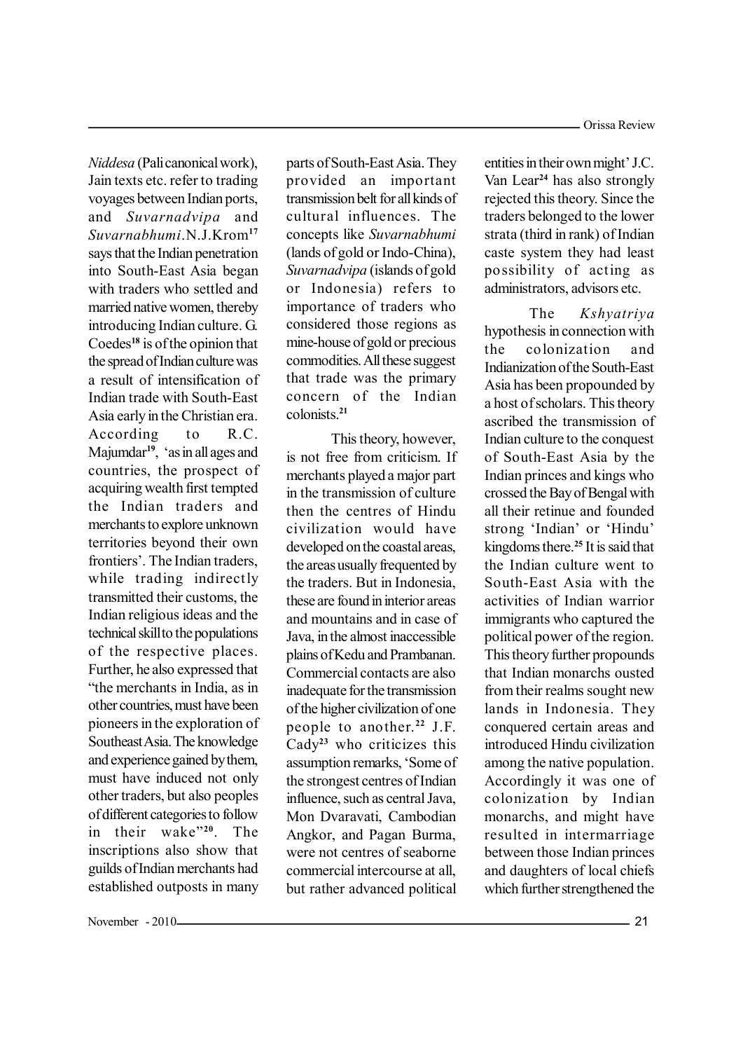*Niddesa* (Pali canonical work), Jain texts etc. refer to trading voyages between Indian ports, and *Suvarnadvipa* and *Suvarnabhumi*.N.J.Krom[17] says that the Indian penetration into South-East Asia began with traders who settled and married native women, thereby introducing Indian culture. G. Coedes[18] is of the opinion that the spread of Indian culture was a result of intensification of Indian trade with South-East Asia early in the Christian era. According to R.C. Majumdar[19], 'as in all ages and countries, the prospect of acquiring wealth first tempted the Indian traders and merchants to explore unknown territories beyond their own frontiers'. The Indian traders, while trading indirectly transmitted their customs, the Indian religious ideas and the technical skill to the populations of the respective places. Further, he also expressed that "the merchants in India, as in other countries, must have been pioneers in the exploration of Southeast Asia. The knowledge and experience gained by them, must have induced not only other traders, but also peoples of different categories to follow in their wake"[20]. The inscriptions also show that guilds of Indian merchants had established outposts in many parts of South-East Asia. They provided an important transmission belt for all kinds of cultural influences. The concepts like *Suvarnabhumi* (lands of gold or Indo-China), *Suvarnadvipa* (islands of gold or Indonesia) refers to importance of traders who considered those regions as mine-house of gold or precious commodities. All these suggest that trade was the primary concern of the Indian colonists.[21]

This theory, however, is not free from criticism. If merchants played a major part in the transmission of culture then the centres of Hindu civilization would have developed on the coastal areas, the areas usually frequented by the traders. But in Indonesia, these are found in interior areas and mountains and in case of Java, in the almost inaccessible plains of Kedu and Prambanan. Commercial contacts are also inadequate for the transmission of the higher civilization of one people to another.[22] J.F. Cady[23] who criticizes this assumption remarks, 'Some of the strongest centres of Indian influence, such as central Java, Mon Dvaravati, Cambodian Angkor, and Pagan Burma, were not centres of seaborne commercial intercourse at all, but rather advanced political entities in their own might' J.C. Van Lear[24] has also strongly rejected this theory. Since the traders belonged to the lower strata (third in rank) of Indian caste system they had least possibility of acting as administrators, advisors etc.

The *Kshyatriya* hypothesis in connection with the colonization and Indianization of the South-East Asia has been propounded by a host of scholars. This theory ascribed the transmission of Indian culture to the conquest of South-East Asia by the Indian princes and kings who crossed the Bay of Bengal with all their retinue and founded strong 'Indian' or 'Hindu' kingdoms there.[25] It is said that the Indian culture went to South-East Asia with the activities of Indian warrior immigrants who captured the political power of the region. This theory further propounds that Indian monarchs ousted from their realms sought new lands in Indonesia. They conquered certain areas and introduced Hindu civilization among the native population. Accordingly it was one of colonization by Indian monarchs, and might have resulted in intermarriage between those Indian princes and daughters of local chiefs which further strengthened the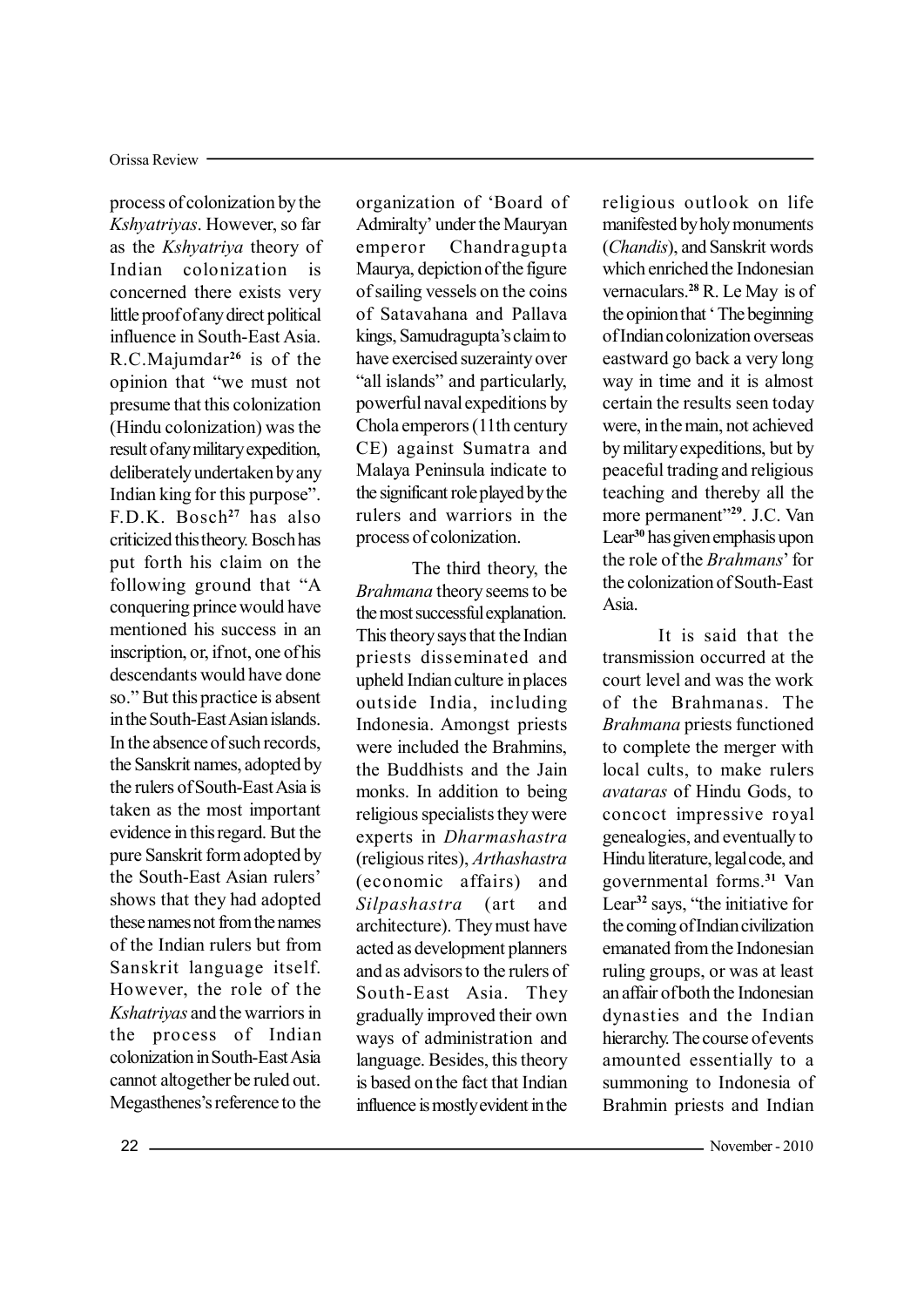process of colonization by the *Kshyatriyas*. However, so far as the *Kshyatriya* theory of Indian colonization is concerned there exists very little proof of any direct political influence in South-East Asia. R.C.Majumdar[26] is of the opinion that "we must not presume that this colonization (Hindu colonization) was the result of any military expedition, deliberately undertaken by any Indian king for this purpose". F.D.K. Bosch[27] has also criticized this theory. Bosch has put forth his claim on the following ground that "A conquering prince would have mentioned his success in an inscription, or, if not, one of his descendants would have done so." But this practice is absent in the South-East Asian islands. In the absence of such records, the Sanskrit names, adopted by the rulers of South-East Asia is taken as the most important evidence in this regard. But the pure Sanskrit form adopted by the South-East Asian rulers' shows that they had adopted these names not from the names of the Indian rulers but from Sanskrit language itself. However, the role of the *Kshatriyas* and the warriors in the process of Indian colonization in South-East Asia cannot altogether be ruled out. Megasthenes's reference to the organization of 'Board of Admiralty' under the Mauryan emperor Chandragupta Maurya, depiction of the figure of sailing vessels on the coins of Satavahana and Pallava kings, Samudragupta's claim to have exercised suzerainty over "all islands" and particularly, powerful naval expeditions by Chola emperors (11th century CE) against Sumatra and Malaya Peninsula indicate to the significant role played by the rulers and warriors in the process of colonization.

The third theory, the *Brahmana* theory seems to be the most successful explanation. This theory says that the Indian priests disseminated and upheld Indian culture in places outside India, including Indonesia. Amongst priests were included the Brahmins, the Buddhists and the Jain monks. In addition to being religious specialists they were experts in *Dharmashastra* (religious rites), *Arthashastra* (economic affairs) and *Silpashastra* (art and architecture). They must have acted as development planners and as advisors to the rulers of South-East Asia. They gradually improved their own ways of administration and language. Besides, this theory is based on the fact that Indian influence is mostly evident in the religious outlook on life manifested by holy monuments (*Chandis*), and Sanskrit words which enriched the Indonesian vernaculars.[28] R. Le May is of the opinion that ' The beginning of Indian colonization overseas eastward go back a very long way in time and it is almost certain the results seen today were, in the main, not achieved by military expeditions, but by peaceful trading and religious teaching and thereby all the more permanent"[29]. J.C. Van Lear[30] has given emphasis upon the role of the *Brahmans*' for the colonization of South-East Asia.

It is said that the transmission occurred at the court level and was the work of the Brahmanas. The *Brahmana* priests functioned to complete the merger with local cults, to make rulers *avataras* of Hindu Gods, to concoct impressive royal genealogies, and eventually to Hindu literature, legal code, and governmental forms.[31] Van Lear[32] says, "the initiative for the coming of Indian civilization emanated from the Indonesian ruling groups, or was at least an affair of both the Indonesian dynasties and the Indian hierarchy. The course of events amounted essentially to a summoning to Indonesia of Brahmin priests and Indian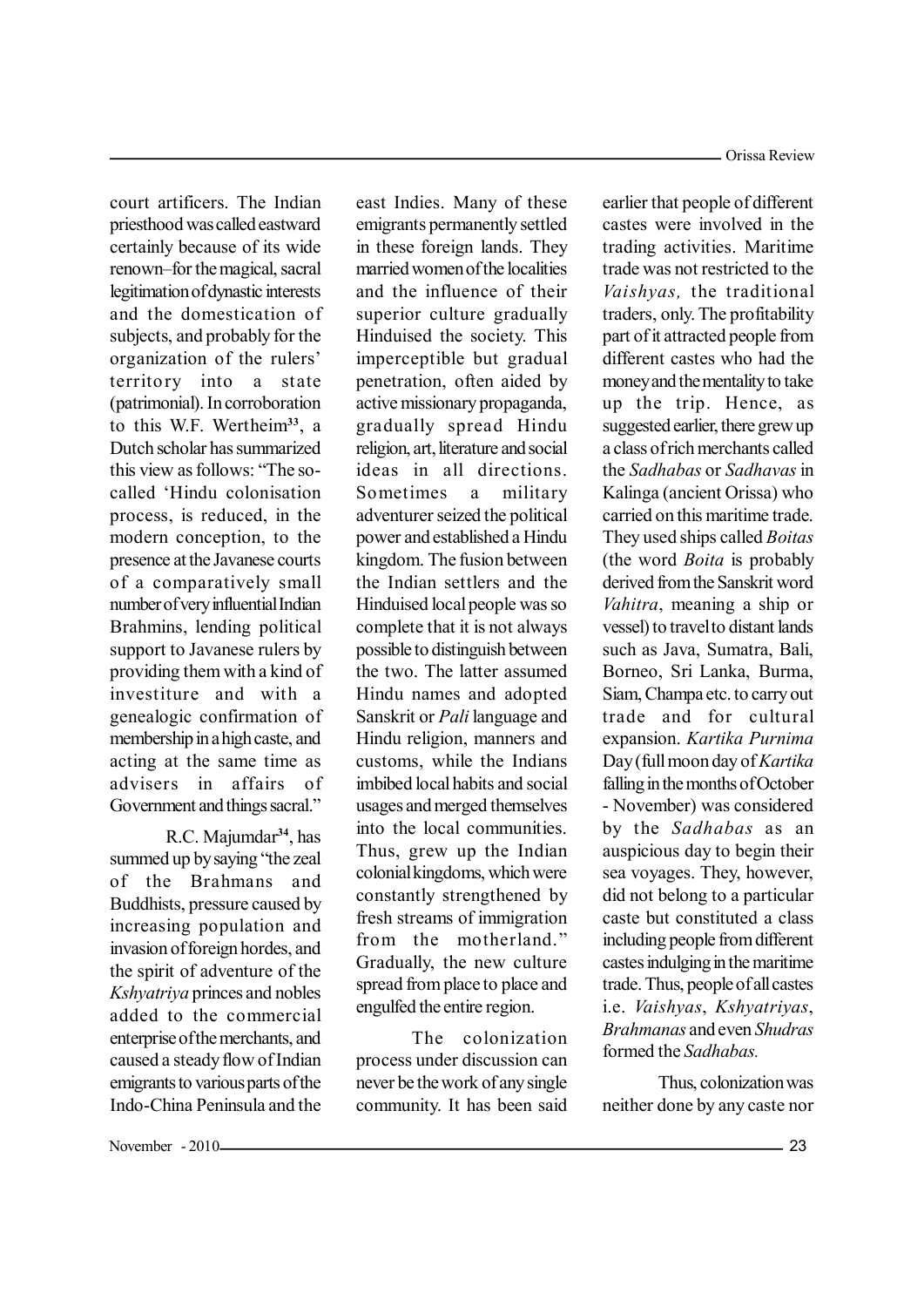court artificers. The Indian priesthood was called eastward certainly because of its wide renown–for the magical, sacral legitimation of dynastic interests and the domestication of subjects, and probably for the organization of the rulers' territory into a state (patrimonial). In corroboration to this W.F. Wertheim[33], a Dutch scholar has summarized this view as follows: "The so-called 'Hindu colonisation process, is reduced, in the modern conception, to the presence at the Javanese courts of a comparatively small number of very influential Indian Brahmins, lending political support to Javanese rulers by providing them with a kind of investiture and with a genealogic confirmation of membership in a high caste, and acting at the same time as advisers in affairs of Government and things sacral."

R.C. Majumdar[34], has summed up by saying "the zeal of the Brahmans and Buddhists, pressure caused by increasing population and invasion of foreign hordes, and the spirit of adventure of the *Kshyatriya* princes and nobles added to the commercial enterprise of the merchants, and caused a steady flow of Indian emigrants to various parts of the Indo-China Peninsula and the east Indies. Many of these emigrants permanently settled in these foreign lands. They married women of the localities and the influence of their superior culture gradually Hinduised the society. This imperceptible but gradual penetration, often aided by active missionary propaganda, gradually spread Hindu religion, art, literature and social ideas in all directions. Sometimes a military adventurer seized the political power and established a Hindu kingdom. The fusion between the Indian settlers and the Hinduised local people was so complete that it is not always possible to distinguish between the two. The latter assumed Hindu names and adopted Sanskrit or *Pali* language and Hindu religion, manners and customs, while the Indians imbibed local habits and social usages and merged themselves into the local communities. Thus, grew up the Indian colonial kingdoms, which were constantly strengthened by fresh streams of immigration from the motherland." Gradually, the new culture spread from place to place and engulfed the entire region.

The colonization process under discussion can never be the work of any single community. It has been said earlier that people of different castes were involved in the trading activities. Maritime trade was not restricted to the *Vaishyas,* the traditional traders, only. The profitability part of it attracted people from different castes who had the money and the mentality to take up the trip. Hence, as suggested earlier, there grew up a class of rich merchants called the *Sadhabas* or *Sadhavas* in Kalinga (ancient Orissa) who carried on this maritime trade. They used ships called *Boitas* (the word *Boita* is probably derived from the Sanskrit word *Vahitra*, meaning a ship or vessel) to travel to distant lands such as Java, Sumatra, Bali, Borneo, Sri Lanka, Burma, Siam, Champa etc. to carry out trade and for cultural expansion. *Kartika Purnima* Day (full moon day of *Kartika* falling in the months of October - November) was considered by the *Sadhabas* as an auspicious day to begin their sea voyages. They, however, did not belong to a particular caste but constituted a class including people from different castes indulging in the maritime trade. Thus, people of all castes i.e. *Vaishyas*, *Kshyatriyas*, *Brahmanas* and even *Shudras* formed the *Sadhabas.*

Thus, colonization was neither done by any caste nor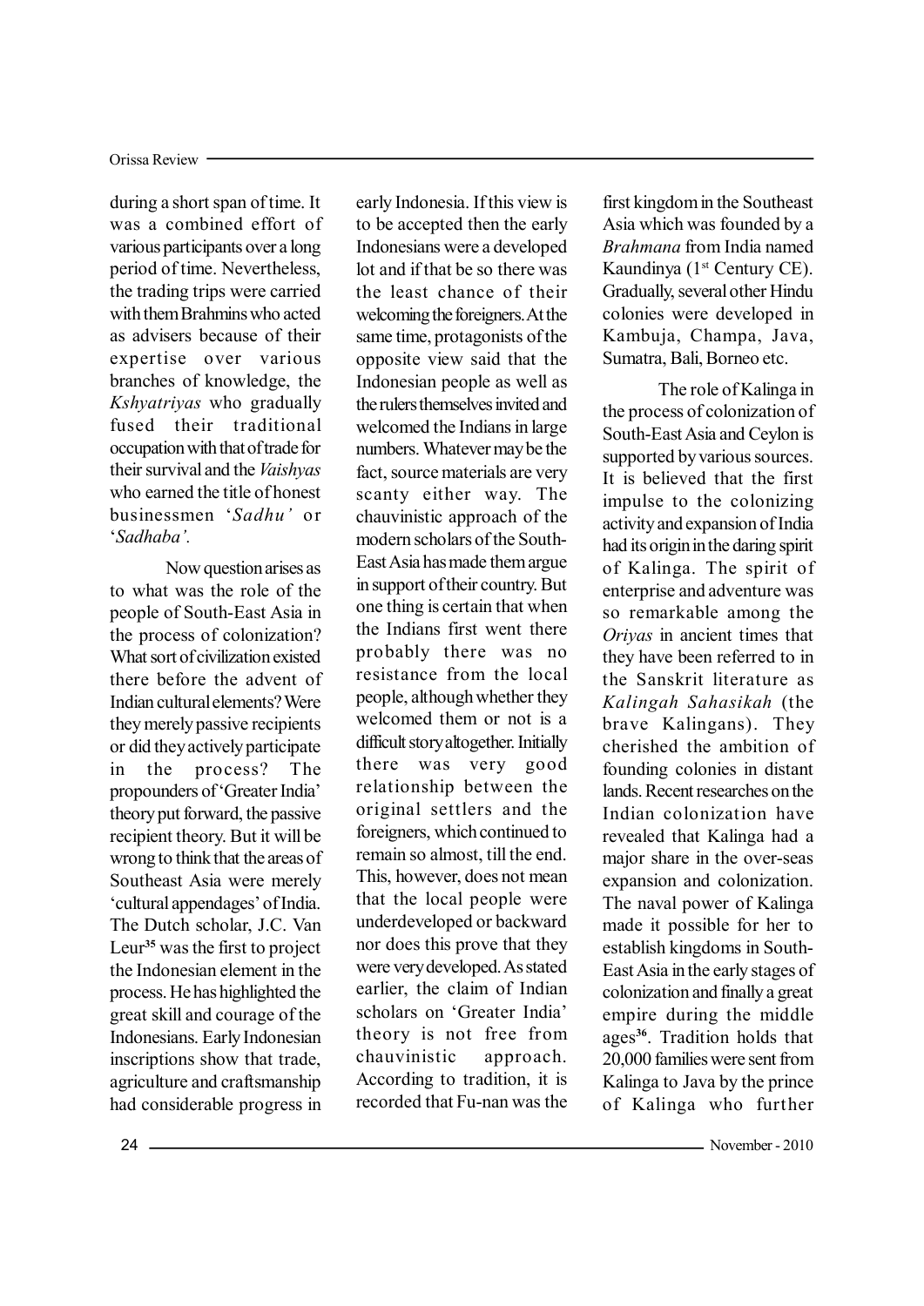during a short span of time. It was a combined effort of various participants over a long period of time. Nevertheless, the trading trips were carried with them Brahmins who acted as advisers because of their expertise over various branches of knowledge, the *Kshyatriyas* who gradually fused their traditional occupation with that of trade for their survival and the *Vaishyas* who earned the title of honest businessmen '*Sadhu'* or '*Sadhaba'.*

Now question arises as to what was the role of the people of South-East Asia in the process of colonization? What sort of civilization existed there before the advent of Indian cultural elements? Were they merely passive recipients or did they actively participate in the process? The propounders of 'Greater India' theory put forward, the passive recipient theory. But it will be wrong to think that the areas of Southeast Asia were merely 'cultural appendages' of India. The Dutch scholar, J.C. Van Leur[35] was the first to project the Indonesian element in the process. He has highlighted the great skill and courage of the Indonesians. Early Indonesian inscriptions show that trade, agriculture and craftsmanship had considerable progress in early Indonesia. If this view is to be accepted then the early Indonesians were a developed lot and if that be so there was the least chance of their welcoming the foreigners. At the same time, protagonists of the opposite view said that the Indonesian people as well as the rulers themselves invited and welcomed the Indians in large numbers. Whatever may be the fact, source materials are very scanty either way. The chauvinistic approach of the modern scholars of the South-East Asia has made them argue in support of their country. But one thing is certain that when the Indians first went there probably there was no resistance from the local people, although whether they welcomed them or not is a difficult story altogether. Initially there was very good relationship between the original settlers and the foreigners, which continued to remain so almost, till the end. This, however, does not mean that the local people were underdeveloped or backward nor does this prove that they were very developed. As stated earlier, the claim of Indian scholars on 'Greater India' theory is not free from chauvinistic approach. According to tradition, it is recorded that Fu-nan was the first kingdom in the Southeast Asia which was founded by a *Brahmana* from India named Kaundinya (1st Century CE). Gradually, several other Hindu colonies were developed in Kambuja, Champa, Java, Sumatra, Bali, Borneo etc.

The role of Kalinga in the process of colonization of South-East Asia and Ceylon is supported by various sources. It is believed that the first impulse to the colonizing activity and expansion of India had its origin in the daring spirit of Kalinga. The spirit of enterprise and adventure was so remarkable among the *Oriyas* in ancient times that they have been referred to in the Sanskrit literature as *Kalingah Sahasikah* (the brave Kalingans). They cherished the ambition of founding colonies in distant lands. Recent researches on the Indian colonization have revealed that Kalinga had a major share in the over-seas expansion and colonization. The naval power of Kalinga made it possible for her to establish kingdoms in South-East Asia in the early stages of colonization and finally a great empire during the middle ages[36]. Tradition holds that 20,000 families were sent from Kalinga to Java by the prince of Kalinga who further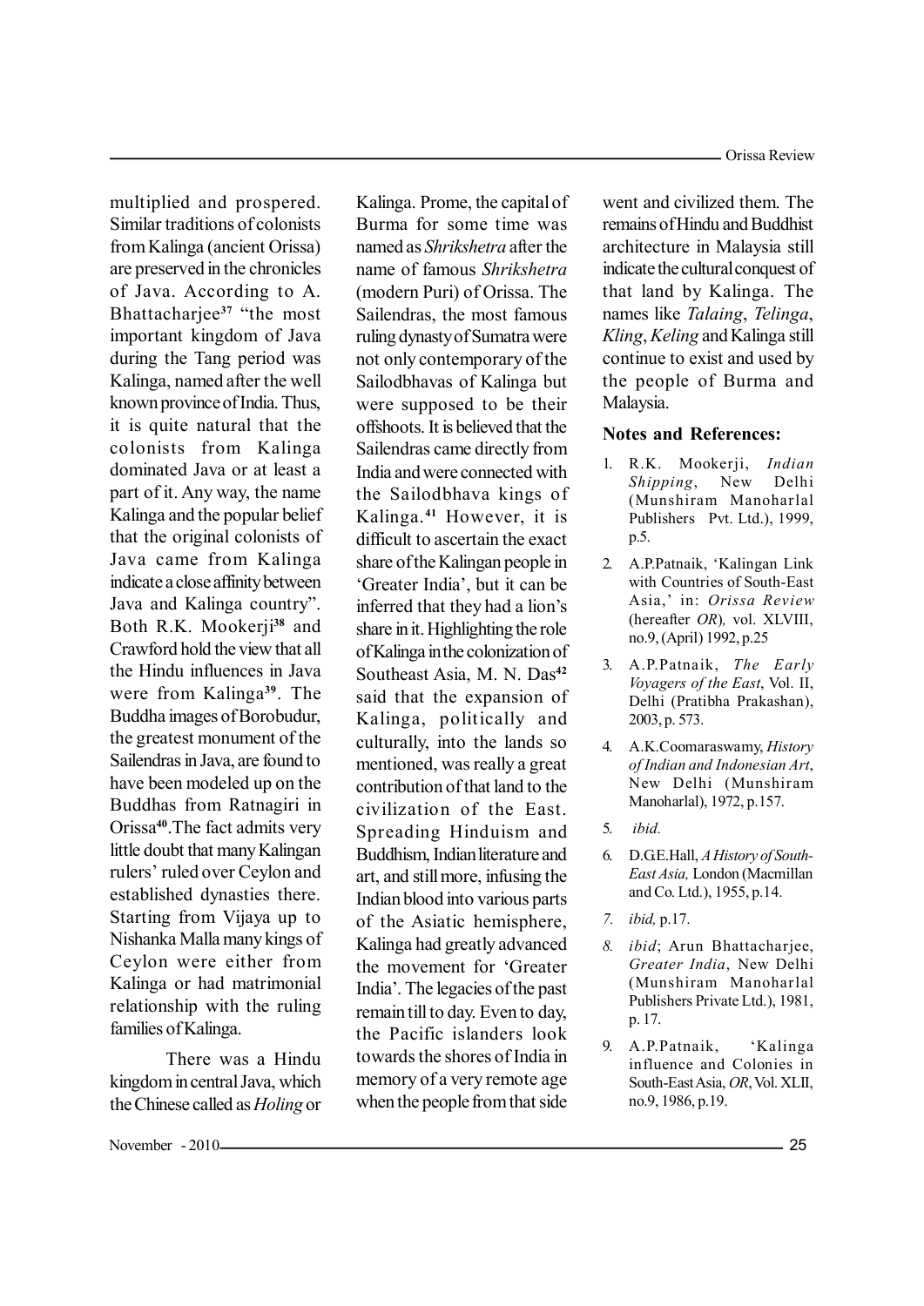multiplied and prospered. Similar traditions of colonists from Kalinga (ancient Orissa) are preserved in the chronicles of Java. According to A. Bhattacharjee[37] "the most important kingdom of Java during the Tang period was Kalinga, named after the well known province of India. Thus, it is quite natural that the colonists from Kalinga dominated Java or at least a part of it. Any way, the name Kalinga and the popular belief that the original colonists of Java came from Kalinga indicate a close affinity between Java and Kalinga country". Both R.K. Mookerji[38] and Crawford hold the view that all the Hindu influences in Java were from Kalinga[39]. The Buddha images of Borobudur, the greatest monument of the Sailendras in Java, are found to have been modeled up on the Buddhas from Ratnagiri in Orissa[40]. The fact admits very little doubt that many Kalingan rulers' ruled over Ceylon and established dynasties there. Starting from Vijaya up to Nishanka Malla many kings of Ceylon were either from Kalinga or had matrimonial relationship with the ruling families of Kalinga.

There was a Hindu kingdom in central Java, which the Chinese called as *Holing* or Kalinga. Prome, the capital of Burma for some time was named as *Shrikshetra* after the name of famous *Shrikshetra* (modern Puri) of Orissa. The Sailendras, the most famous ruling dynasty of Sumatra were not only contemporary of the Sailodbhavas of Kalinga but were supposed to be their offshoots. It is believed that the Sailendras came directly from India and were connected with the Sailodbhava kings of Kalinga.[41] However, it is difficult to ascertain the exact share of the Kalingan people in 'Greater India', but it can be inferred that they had a lion's share in it. Highlighting the role of Kalinga in the colonization of Southeast Asia, M. N. Das[42] said that the expansion of Kalinga, politically and culturally, into the lands so mentioned, was really a great contribution of that land to the civilization of the East. Spreading Hinduism and Buddhism, Indian literature and art, and still more, infusing the Indian blood into various parts of the Asiatic hemisphere, Kalinga had greatly advanced the movement for 'Greater India'. The legacies of the past remain till to day. Even to day, the Pacific islanders look towards the shores of India in memory of a very remote age when the people from that side went and civilized them. The remains of Hindu and Buddhist architecture in Malaysia still indicate the cultural conquest of that land by Kalinga. The names like *Talaing*, *Telinga*, *Kling*, *Keling* and Kalinga still continue to exist and used by the people of Burma and Malaysia.

## Notes and References:

1. R.K. Mookerji, *Indian Shipping*, New Delhi (Munshiram Manoharlal Publishers Pvt. Ltd.), 1999, p.5.
2. A.P.Patnaik, 'Kalingan Link with Countries of South-East Asia,' in: *Orissa Review* (hereafter *OR*), vol. XLVIII, no.9, (April) 1992, p.25
3. A.P.Patnaik, *The Early Voyagers of the East*, Vol. II, Delhi (Pratibha Prakashan), 2003, p. 573.
4. A.K.Coomaraswamy, *History of Indian and Indonesian Art*, New Delhi (Munshiram Manoharlal), 1972, p.157.
5. *ibid.*
6. D.G.E.Hall, *A History of South-East Asia,* London (Macmillan and Co. Ltd.), 1955, p.14.
7. *ibid,* p.17.
8. *ibid*; Arun Bhattacharjee, *Greater India*, New Delhi (Munshiram Manoharlal Publishers Private Ltd.), 1981, p. 17.
9. A.P.Patnaik, 'Kalinga influence and Colonies in South-East Asia, *OR*, Vol. XLII, no.9, 1986, p.19.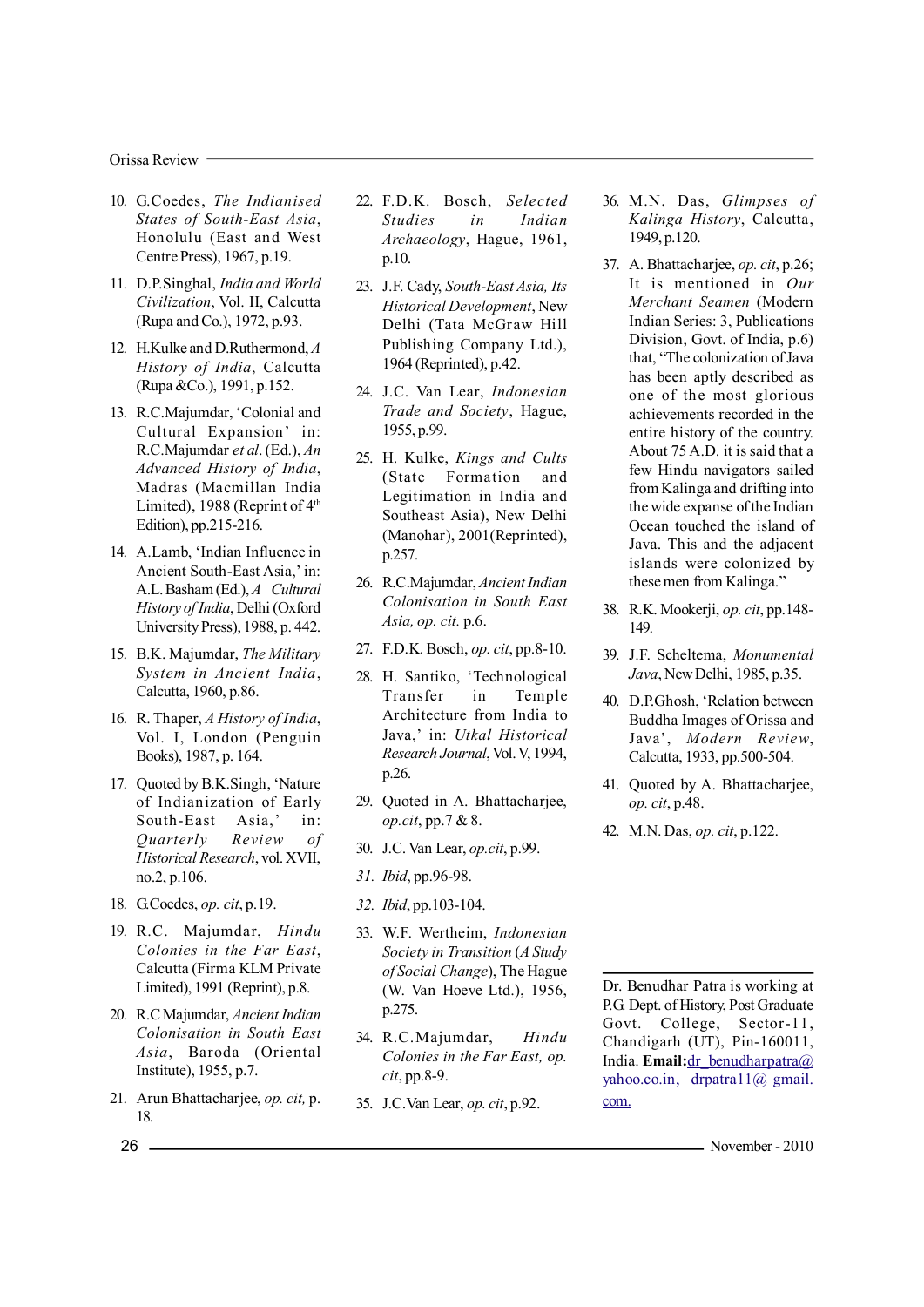10. G.Coedes, *The Indianised States of South-East Asia*, Honolulu (East and West Centre Press), 1967, p.19.
11. D.P.Singhal, *India and World Civilization*, Vol. II, Calcutta (Rupa and Co.), 1972, p.93.
12. H.Kulke and D.Ruthermond, *A History of India*, Calcutta (Rupa &Co.), 1991, p.152.
13. R.C.Majumdar, 'Colonial and Cultural Expansion' in: R.C.Majumdar *et al*. (Ed.), *An Advanced History of India*, Madras (Macmillan India Limited), 1988 (Reprint of 4th Edition), pp.215-216.
14. A.Lamb, 'Indian Influence in Ancient South-East Asia,' in: A.L. Basham (Ed.), *A Cultural History of India*, Delhi (Oxford University Press), 1988, p. 442.
15. B.K. Majumdar, *The Military System in Ancient India*, Calcutta, 1960, p.86.
16. R. Thaper, *A History of India*, Vol. I, London (Penguin Books), 1987, p. 164.
17. Quoted by B.K.Singh, 'Nature of Indianization of Early South-East Asia,' in: *Quarterly Review of Historical Research*, vol. XVII, no.2, p.106.
18. G.Coedes, *op. cit*, p.19.
19. R.C. Majumdar, *Hindu Colonies in the Far East*, Calcutta (Firma KLM Private Limited), 1991 (Reprint), p.8.
20. R.C Majumdar, *Ancient Indian Colonisation in South East Asia*, Baroda (Oriental Institute), 1955, p.7.
21. Arun Bhattacharjee, *op. cit,* p. 18.
22. F.D.K. Bosch, *Selected Studies in Indian Archaeology*, Hague, 1961, p.10.
23. J.F. Cady, *South-East Asia, Its Historical Development*, New Delhi (Tata McGraw Hill Publishing Company Ltd.), 1964 (Reprinted), p.42.
24. J.C. Van Lear, *Indonesian Trade and Society*, Hague, 1955, p.99.
25. H. Kulke, *Kings and Cults* (State Formation and Legitimation in India and Southeast Asia), New Delhi (Manohar), 2001(Reprinted), p.257.
26. R.C.Majumdar, *Ancient Indian Colonisation in South East Asia, op. cit.* p.6.
27. F.D.K. Bosch, *op. cit*, pp.8-10.
28. H. Santiko, 'Technological Transfer in Temple Architecture from India to Java,' in: *Utkal Historical Research Journal*, Vol. V, 1994, p.26.
29. Quoted in A. Bhattacharjee, *op.cit*, pp.7 & 8.
30. J.C. Van Lear, *op.cit*, p.99.
31. *Ibid*, pp.96-98.
32. *Ibid*, pp.103-104.
33. W.F. Wertheim, *Indonesian Society in Transition* (*A Study of Social Change*), The Hague (W. Van Hoeve Ltd.), 1956, p.275.
34. R.C.Majumdar, *Hindu Colonies in the Far East, op. cit*, pp.8-9.
35. J.C.Van Lear, *op. cit*, p.92.
36. M.N. Das, *Glimpses of Kalinga History*, Calcutta, 1949, p.120.
37. A. Bhattacharjee, *op. cit*, p.26; It is mentioned in *Our Merchant Seamen* (Modern Indian Series: 3, Publications Division, Govt. of India, p.6) that, "The colonization of Java has been aptly described as one of the most glorious achievements recorded in the entire history of the country. About 75 A.D. it is said that a few Hindu navigators sailed from Kalinga and drifting into the wide expanse of the Indian Ocean touched the island of Java. This and the adjacent islands were colonized by these men from Kalinga."
38. R.K. Mookerji, *op. cit*, pp.148-149.
39. J.F. Scheltema, *Monumental Java*, New Delhi, 1985, p.35.
40. D.P.Ghosh, 'Relation between Buddha Images of Orissa and Java', *Modern Review*, Calcutta, 1933, pp.500-504.
41. Quoted by A. Bhattacharjee, *op. cit*, p.48.
42. M.N. Das, *op. cit*, p.122.

---

Dr. Benudhar Patra is working at P.G. Dept. of History, Post Graduate Govt. College, Sector-11, Chandigarh (UT), Pin-160011, India. **Email:** dr_benudharpatra@yahoo.co.in, drpatra11@gmail.com.